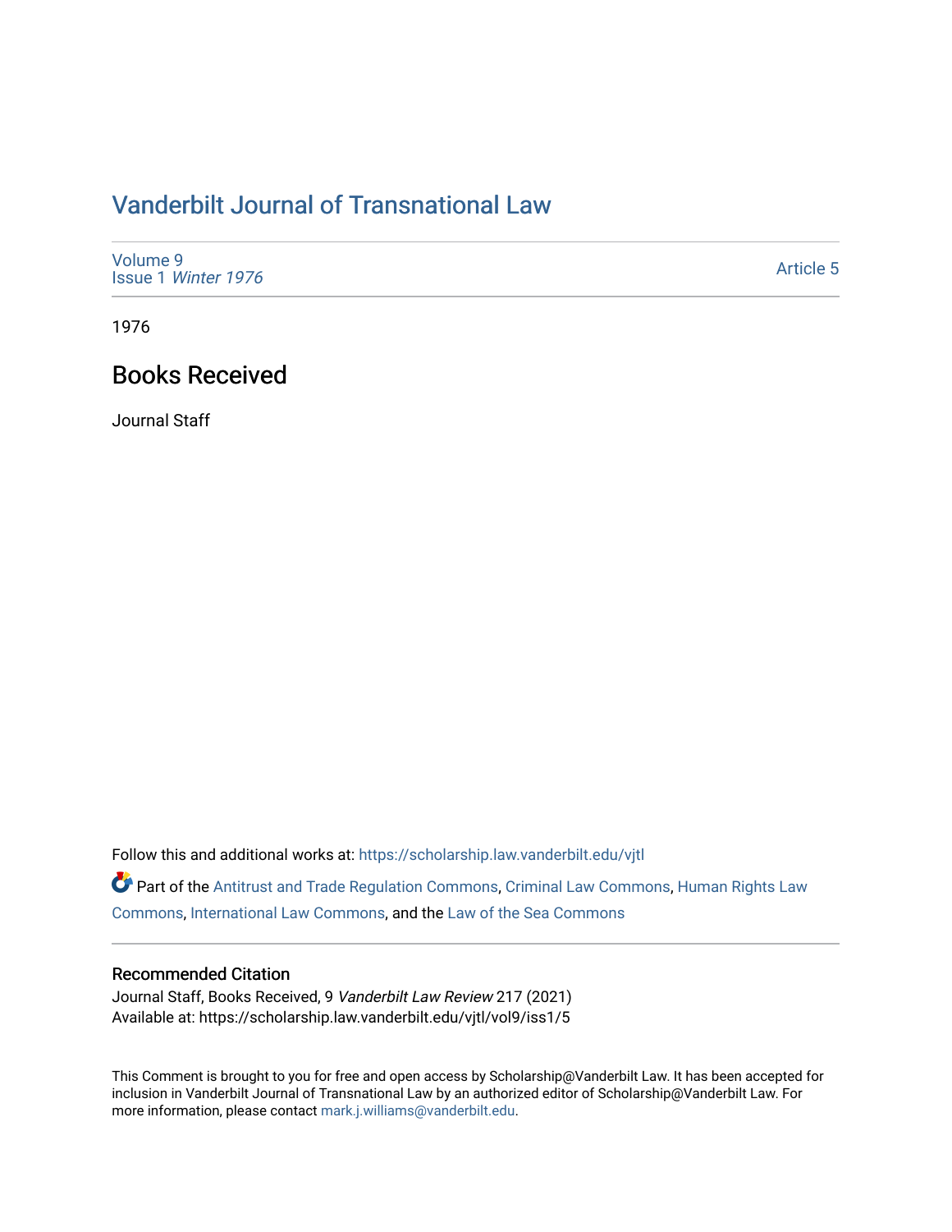# Vanderbilt Journal of Transnational Law

Volume 9
Issue 1 *Winter 1976*

Article 5

1976

## Books Received

Journal Staff

Follow this and additional works at: https://scholarship.law.vanderbilt.edu/vjtl

Part of the Antitrust and Trade Regulation Commons, Criminal Law Commons, Human Rights Law Commons, International Law Commons, and the Law of the Sea Commons

### Recommended Citation

Journal Staff, Books Received, 9 *Vanderbilt Law Review* 217 (2021)
Available at: https://scholarship.law.vanderbilt.edu/vjtl/vol9/iss1/5

This Comment is brought to you for free and open access by Scholarship@Vanderbilt Law. It has been accepted for inclusion in Vanderbilt Journal of Transnational Law by an authorized editor of Scholarship@Vanderbilt Law. For more information, please contact mark.j.williams@vanderbilt.edu.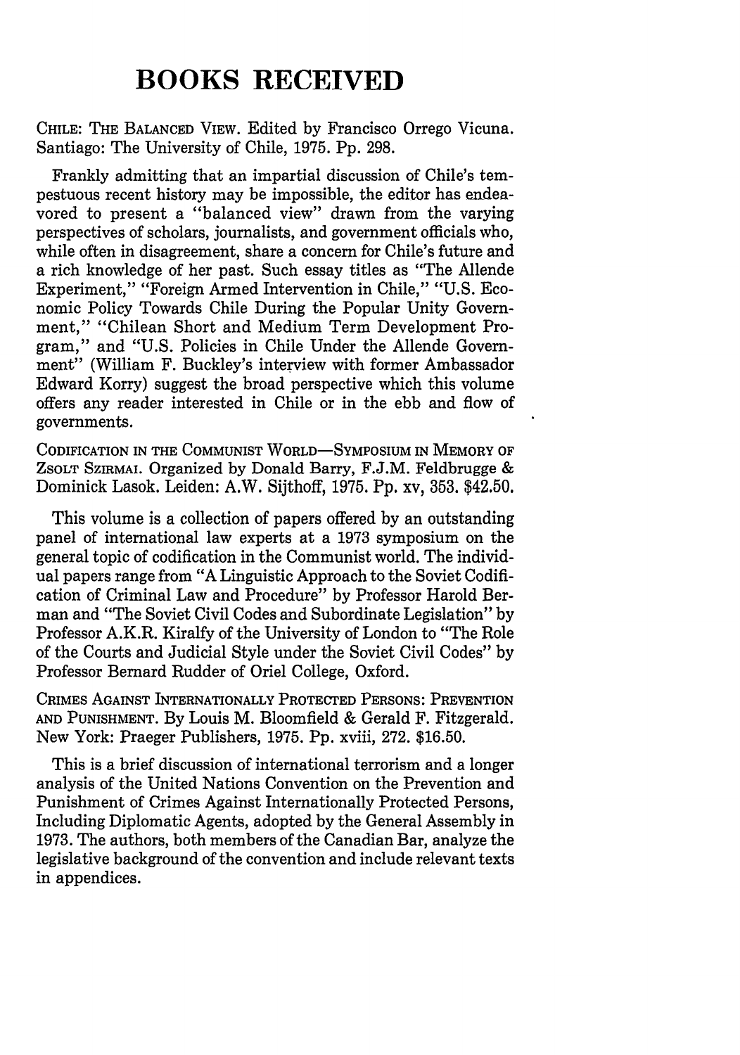# BOOKS RECEIVED

CHILE: THE BALANCED VIEW. Edited by Francisco Orrego Vicuna. Santiago: The University of Chile, 1975. Pp. 298.

Frankly admitting that an impartial discussion of Chile's tempestuous recent history may be impossible, the editor has endeavored to present a "balanced view" drawn from the varying perspectives of scholars, journalists, and government officials who, while often in disagreement, share a concern for Chile's future and a rich knowledge of her past. Such essay titles as "The Allende Experiment," "Foreign Armed Intervention in Chile," "U.S. Economic Policy Towards Chile During the Popular Unity Government," "Chilean Short and Medium Term Development Program," and "U.S. Policies in Chile Under the Allende Government" (William F. Buckley's interview with former Ambassador Edward Korry) suggest the broad perspective which this volume offers any reader interested in Chile or in the ebb and flow of governments.

CODIFICATION IN THE COMMUNIST WORLD—SYMPOSIUM IN MEMORY OF ZSOLT SZIRMAI. Organized by Donald Barry, F.J.M. Feldbrugge & Dominick Lasok. Leiden: A.W. Sijthoff, 1975. Pp. xv, 353. $42.50.

This volume is a collection of papers offered by an outstanding panel of international law experts at a 1973 symposium on the general topic of codification in the Communist world. The individual papers range from "A Linguistic Approach to the Soviet Codification of Criminal Law and Procedure" by Professor Harold Berman and "The Soviet Civil Codes and Subordinate Legislation" by Professor A.K.R. Kiralfy of the University of London to "The Role of the Courts and Judicial Style under the Soviet Civil Codes" by Professor Bernard Rudder of Oriel College, Oxford.

CRIMES AGAINST INTERNATIONALLY PROTECTED PERSONS: PREVENTION AND PUNISHMENT. By Louis M. Bloomfield & Gerald F. Fitzgerald. New York: Praeger Publishers, 1975. Pp. xviii, 272. $16.50.

This is a brief discussion of international terrorism and a longer analysis of the United Nations Convention on the Prevention and Punishment of Crimes Against Internationally Protected Persons, Including Diplomatic Agents, adopted by the General Assembly in 1973. The authors, both members of the Canadian Bar, analyze the legislative background of the convention and include relevant texts in appendices.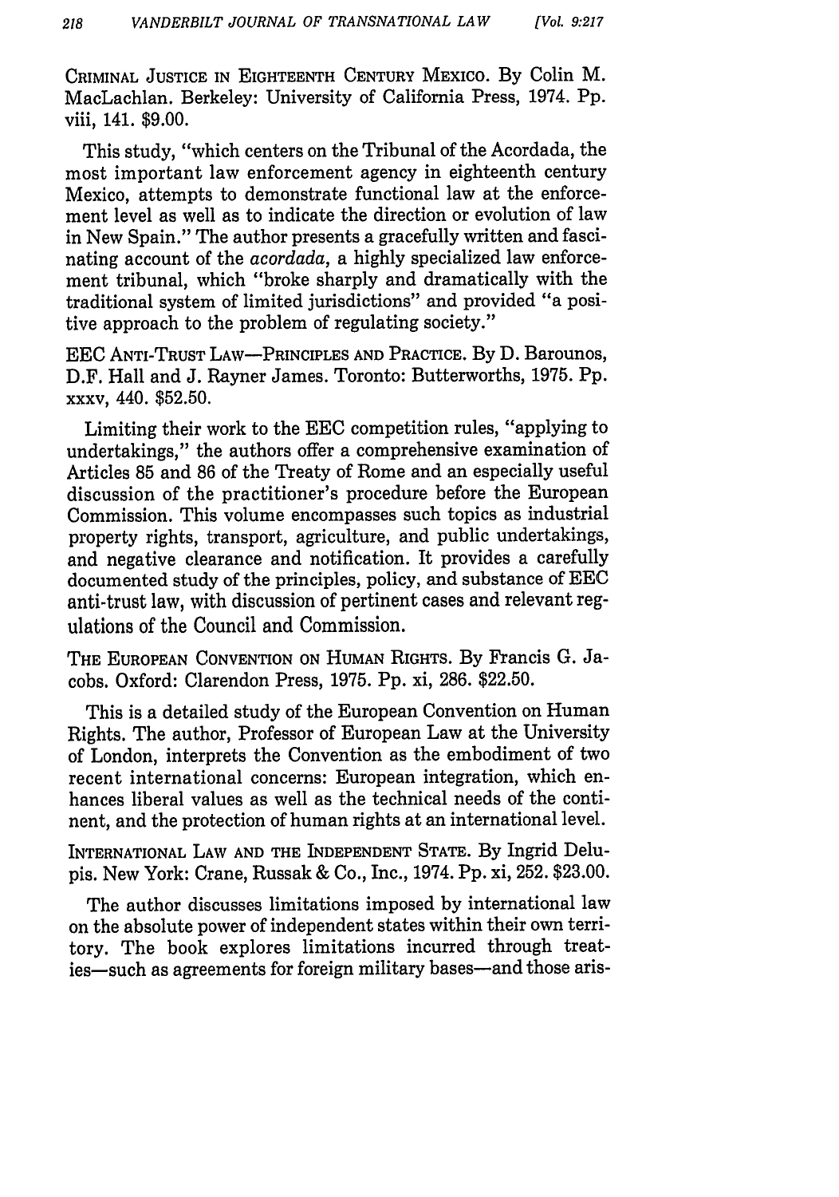CRIMINAL JUSTICE IN EIGHTEENTH CENTURY MEXICO. By Colin M. MacLachlan. Berkeley: University of California Press, 1974. Pp. viii, 141. $9.00.

This study, "which centers on the Tribunal of the Acordada, the most important law enforcement agency in eighteenth century Mexico, attempts to demonstrate functional law at the enforcement level as well as to indicate the direction or evolution of law in New Spain." The author presents a gracefully written and fascinating account of the *acordada*, a highly specialized law enforcement tribunal, which "broke sharply and dramatically with the traditional system of limited jurisdictions" and provided "a positive approach to the problem of regulating society."

EEC ANTI-TRUST LAW—PRINCIPLES AND PRACTICE. By D. Barounos, D.F. Hall and J. Rayner James. Toronto: Butterworths, 1975. Pp. xxxv, 440. $52.50.

Limiting their work to the EEC competition rules, "applying to undertakings," the authors offer a comprehensive examination of Articles 85 and 86 of the Treaty of Rome and an especially useful discussion of the practitioner's procedure before the European Commission. This volume encompasses such topics as industrial property rights, transport, agriculture, and public undertakings, and negative clearance and notification. It provides a carefully documented study of the principles, policy, and substance of EEC anti-trust law, with discussion of pertinent cases and relevant regulations of the Council and Commission.

THE EUROPEAN CONVENTION ON HUMAN RIGHTS. By Francis G. Jacobs. Oxford: Clarendon Press, 1975. Pp. xi, 286. $22.50.

This is a detailed study of the European Convention on Human Rights. The author, Professor of European Law at the University of London, interprets the Convention as the embodiment of two recent international concerns: European integration, which enhances liberal values as well as the technical needs of the continent, and the protection of human rights at an international level.

INTERNATIONAL LAW AND THE INDEPENDENT STATE. By Ingrid Delupis. New York: Crane, Russak & Co., Inc., 1974. Pp. xi, 252. $23.00.

The author discusses limitations imposed by international law on the absolute power of independent states within their own territory. The book explores limitations incurred through treaties—such as agreements for foreign military bases—and those aris-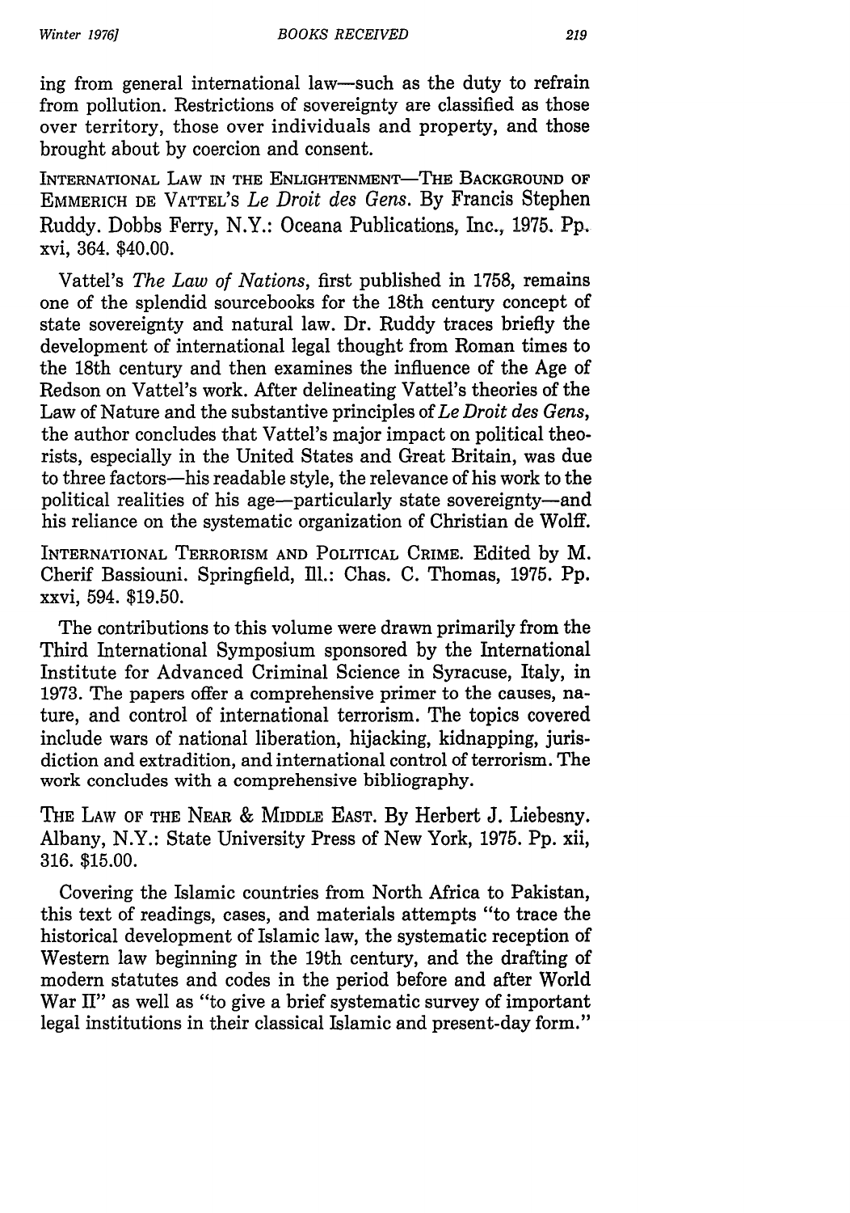ing from general international law—such as the duty to refrain from pollution. Restrictions of sovereignty are classified as those over territory, those over individuals and property, and those brought about by coercion and consent.

INTERNATIONAL LAW IN THE ENLIGHTENMENT—THE BACKGROUND OF EMMERICH DE VATTEL'S *Le Droit des Gens*. By Francis Stephen Ruddy. Dobbs Ferry, N.Y.: Oceana Publications, Inc., 1975. Pp. xvi, 364. $40.00.

Vattel's *The Law of Nations*, first published in 1758, remains one of the splendid sourcebooks for the 18th century concept of state sovereignty and natural law. Dr. Ruddy traces briefly the development of international legal thought from Roman times to the 18th century and then examines the influence of the Age of Redson on Vattel's work. After delineating Vattel's theories of the Law of Nature and the substantive principles of *Le Droit des Gens*, the author concludes that Vattel's major impact on political theorists, especially in the United States and Great Britain, was due to three factors—his readable style, the relevance of his work to the political realities of his age—particularly state sovereignty—and his reliance on the systematic organization of Christian de Wolff.

INTERNATIONAL TERRORISM AND POLITICAL CRIME. Edited by M. Cherif Bassiouni. Springfield, Ill.: Chas. C. Thomas, 1975. Pp. xxvi, 594. $19.50.

The contributions to this volume were drawn primarily from the Third International Symposium sponsored by the International Institute for Advanced Criminal Science in Syracuse, Italy, in 1973. The papers offer a comprehensive primer to the causes, nature, and control of international terrorism. The topics covered include wars of national liberation, hijacking, kidnapping, jurisdiction and extradition, and international control of terrorism. The work concludes with a comprehensive bibliography.

THE LAW OF THE NEAR & MIDDLE EAST. By Herbert J. Liebesny. Albany, N.Y.: State University Press of New York, 1975. Pp. xii, 316. $15.00.

Covering the Islamic countries from North Africa to Pakistan, this text of readings, cases, and materials attempts "to trace the historical development of Islamic law, the systematic reception of Western law beginning in the 19th century, and the drafting of modern statutes and codes in the period before and after World War II" as well as "to give a brief systematic survey of important legal institutions in their classical Islamic and present-day form."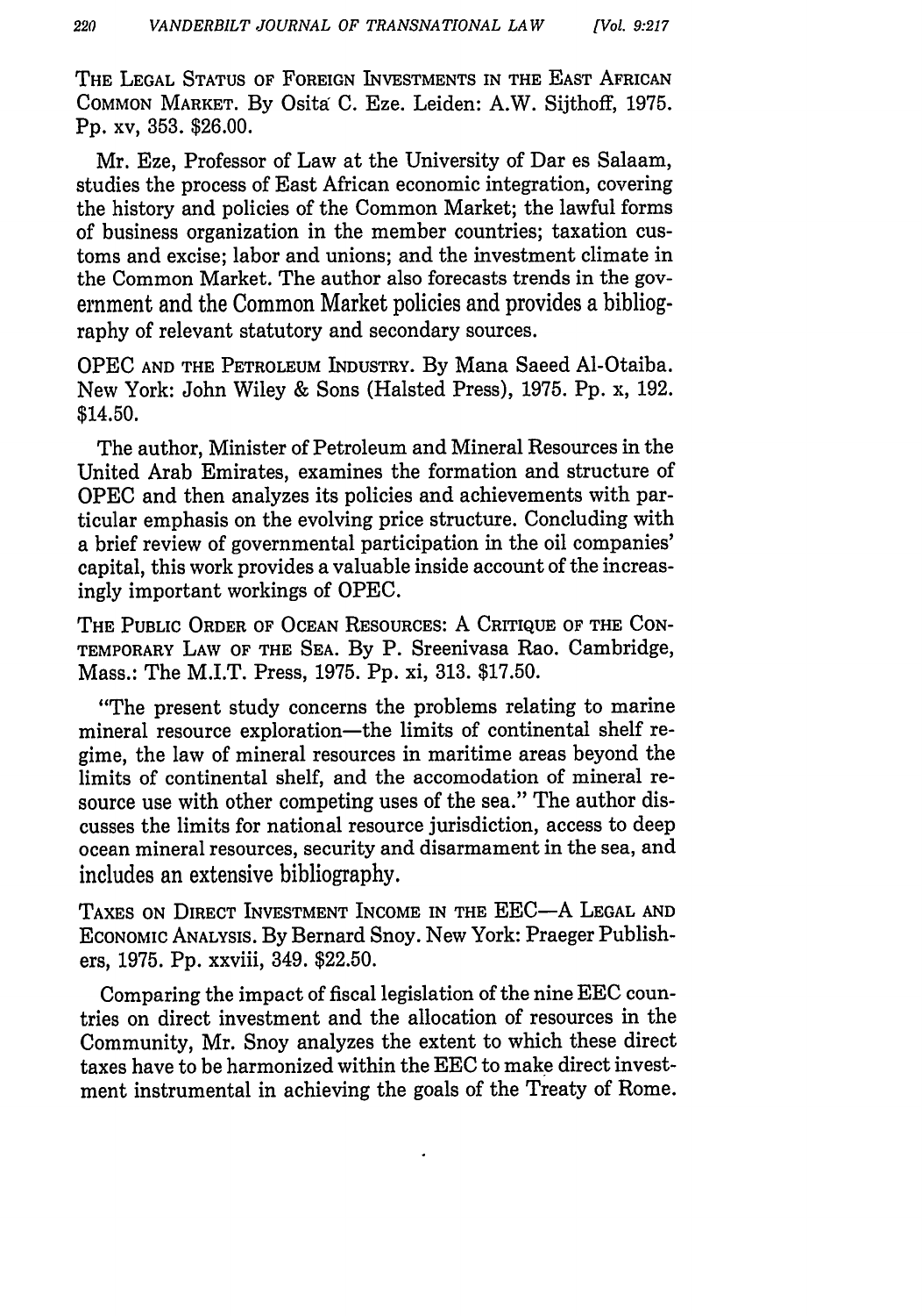THE LEGAL STATUS OF FOREIGN INVESTMENTS IN THE EAST AFRICAN COMMON MARKET. By Osita C. Eze. Leiden: A.W. Sijthoff, 1975. Pp. xv, 353. $26.00.

Mr. Eze, Professor of Law at the University of Dar es Salaam, studies the process of East African economic integration, covering the history and policies of the Common Market; the lawful forms of business organization in the member countries; taxation customs and excise; labor and unions; and the investment climate in the Common Market. The author also forecasts trends in the government and the Common Market policies and provides a bibliography of relevant statutory and secondary sources.

OPEC AND THE PETROLEUM INDUSTRY. By Mana Saeed Al-Otaiba. New York: John Wiley & Sons (Halsted Press), 1975. Pp. x, 192. $14.50.

The author, Minister of Petroleum and Mineral Resources in the United Arab Emirates, examines the formation and structure of OPEC and then analyzes its policies and achievements with particular emphasis on the evolving price structure. Concluding with a brief review of governmental participation in the oil companies' capital, this work provides a valuable inside account of the increasingly important workings of OPEC.

THE PUBLIC ORDER OF OCEAN RESOURCES: A CRITIQUE OF THE CONTEMPORARY LAW OF THE SEA. By P. Sreenivasa Rao. Cambridge, Mass.: The M.I.T. Press, 1975. Pp. xi, 313. $17.50.

"The present study concerns the problems relating to marine mineral resource exploration—the limits of continental shelf regime, the law of mineral resources in maritime areas beyond the limits of continental shelf, and the accomodation of mineral resource use with other competing uses of the sea." The author discusses the limits for national resource jurisdiction, access to deep ocean mineral resources, security and disarmament in the sea, and includes an extensive bibliography.

TAXES ON DIRECT INVESTMENT INCOME IN THE EEC—A LEGAL AND ECONOMIC ANALYSIS. By Bernard Snoy. New York: Praeger Publishers, 1975. Pp. xxviii, 349. $22.50.

Comparing the impact of fiscal legislation of the nine EEC countries on direct investment and the allocation of resources in the Community, Mr. Snoy analyzes the extent to which these direct taxes have to be harmonized within the EEC to make direct investment instrumental in achieving the goals of the Treaty of Rome.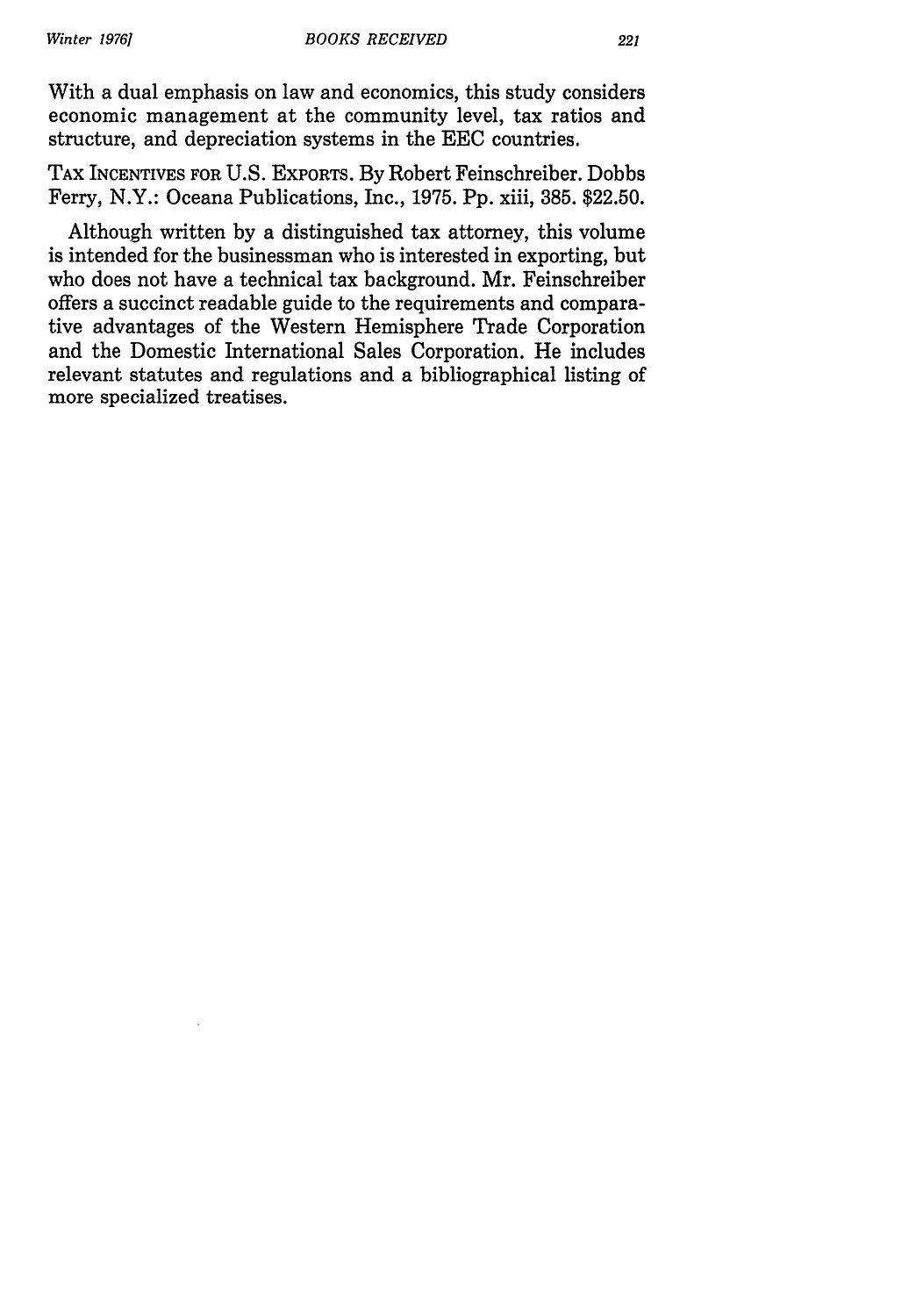With a dual emphasis on law and economics, this study considers economic management at the community level, tax ratios and structure, and depreciation systems in the EEC countries.

TAX INCENTIVES FOR U.S. EXPORTS. By Robert Feinschreiber. Dobbs Ferry, N.Y.: Oceana Publications, Inc., 1975. Pp. xiii, 385. $22.50.

Although written by a distinguished tax attorney, this volume is intended for the businessman who is interested in exporting, but who does not have a technical tax background. Mr. Feinschreiber offers a succinct readable guide to the requirements and comparative advantages of the Western Hemisphere Trade Corporation and the Domestic International Sales Corporation. He includes relevant statutes and regulations and a bibliographical listing of more specialized treatises.